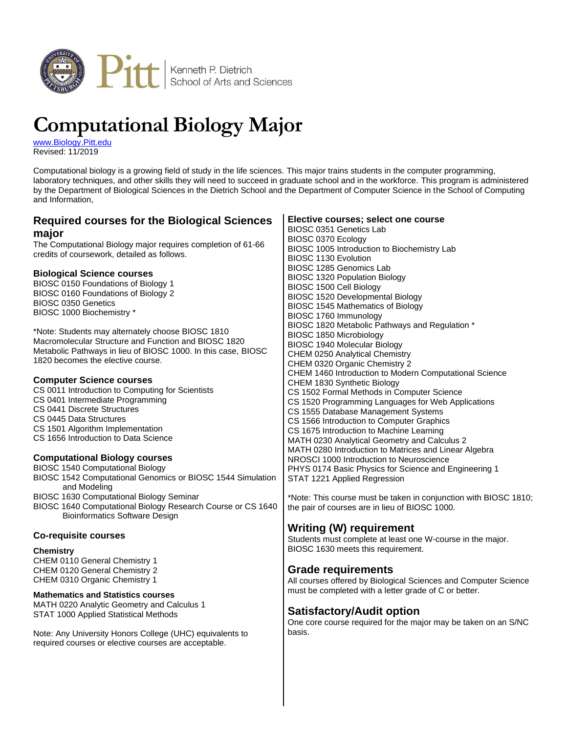Kenneth P. Dietrich School of Arts and Sciences

# Computational Biology Major

www.Biology.Pitt.edu
Revised: 11/2019

Computational biology is a growing field of study in the life sciences. This major trains students in the computer programming, laboratory techniques, and other skills they will need to succeed in graduate school and in the workforce. This program is administered by the Department of Biological Sciences in the Dietrich School and the Department of Computer Science in the School of Computing and Information,

## Required courses for the Biological Sciences major

The Computational Biology major requires completion of 61-66 credits of coursework, detailed as follows.

### Biological Science courses

BIOSC 0150 Foundations of Biology 1
BIOSC 0160 Foundations of Biology 2
BIOSC 0350 Genetics
BIOSC 1000 Biochemistry *

*Note: Students may alternately choose BIOSC 1810 Macromolecular Structure and Function and BIOSC 1820 Metabolic Pathways in lieu of BIOSC 1000. In this case, BIOSC 1820 becomes the elective course.

### Computer Science courses

CS 0011 Introduction to Computing for Scientists
CS 0401 Intermediate Programming
CS 0441 Discrete Structures
CS 0445 Data Structures
CS 1501 Algorithm Implementation
CS 1656 Introduction to Data Science

### Computational Biology courses

BIOSC 1540 Computational Biology
BIOSC 1542 Computational Genomics or BIOSC 1544 Simulation and Modeling
BIOSC 1630 Computational Biology Seminar
BIOSC 1640 Computational Biology Research Course or CS 1640 Bioinformatics Software Design

### Co-requisite courses

**Chemistry**

CHEM 0110 General Chemistry 1
CHEM 0120 General Chemistry 2
CHEM 0310 Organic Chemistry 1

**Mathematics and Statistics courses**

MATH 0220 Analytic Geometry and Calculus 1
STAT 1000 Applied Statistical Methods

Note: Any University Honors College (UHC) equivalents to required courses or elective courses are acceptable.

### Elective courses; select one course

BIOSC 0351 Genetics Lab
BIOSC 0370 Ecology
BIOSC 1005 Introduction to Biochemistry Lab
BIOSC 1130 Evolution
BIOSC 1285 Genomics Lab
BIOSC 1320 Population Biology
BIOSC 1500 Cell Biology
BIOSC 1520 Developmental Biology
BIOSC 1545 Mathematics of Biology
BIOSC 1760 Immunology
BIOSC 1820 Metabolic Pathways and Regulation *
BIOSC 1850 Microbiology
BIOSC 1940 Molecular Biology
CHEM 0250 Analytical Chemistry
CHEM 0320 Organic Chemistry 2
CHEM 1460 Introduction to Modern Computational Science
CHEM 1830 Synthetic Biology
CS 1502 Formal Methods in Computer Science
CS 1520 Programming Languages for Web Applications
CS 1555 Database Management Systems
CS 1566 Introduction to Computer Graphics
CS 1675 Introduction to Machine Learning
MATH 0230 Analytical Geometry and Calculus 2
MATH 0280 Introduction to Matrices and Linear Algebra
NROSCI 1000 Introduction to Neuroscience
PHYS 0174 Basic Physics for Science and Engineering 1
STAT 1221 Applied Regression

*Note: This course must be taken in conjunction with BIOSC 1810; the pair of courses are in lieu of BIOSC 1000.

## Writing (W) requirement

Students must complete at least one W-course in the major. BIOSC 1630 meets this requirement.

## Grade requirements

All courses offered by Biological Sciences and Computer Science must be completed with a letter grade of C or better.

## Satisfactory/Audit option

One core course required for the major may be taken on an S/NC basis.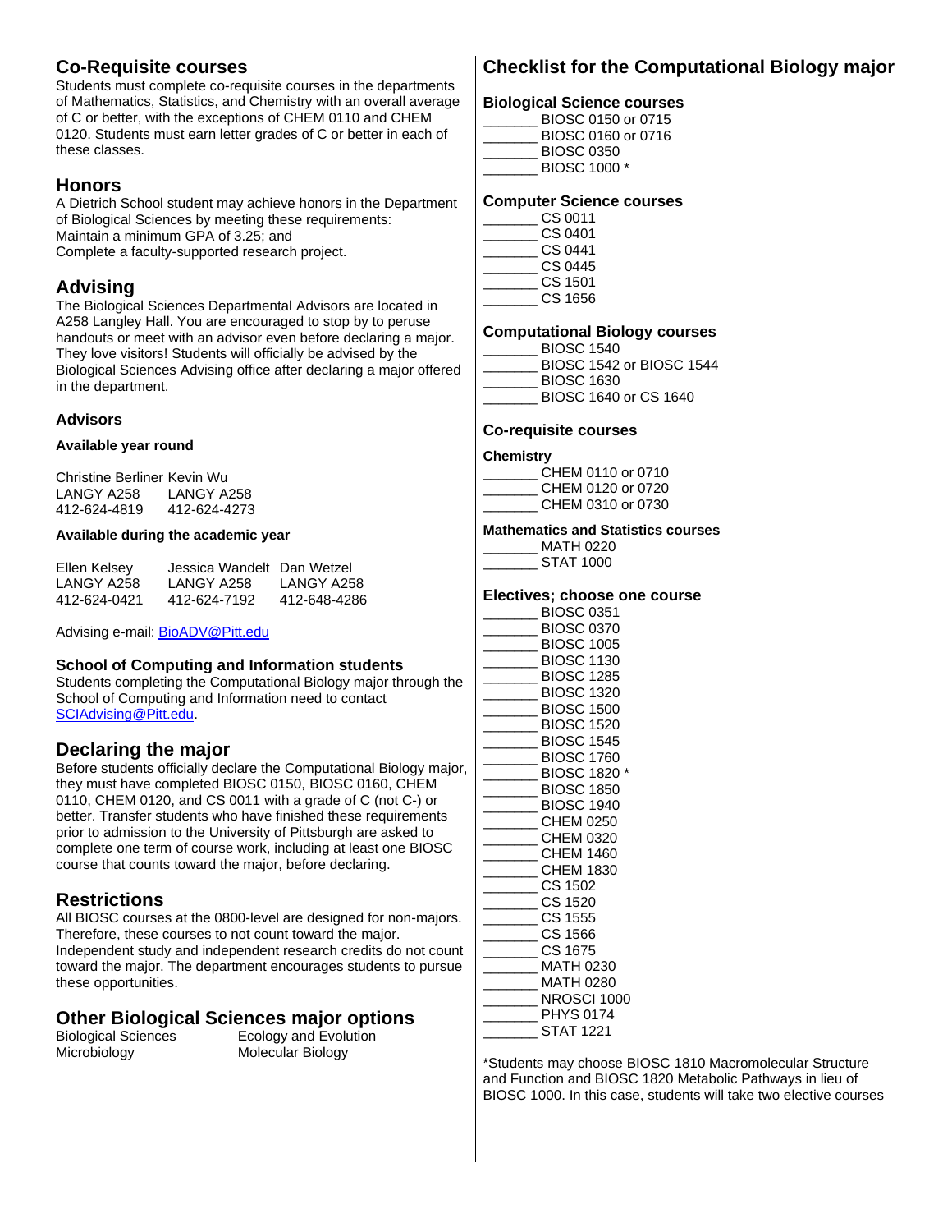## Co-Requisite courses

Students must complete co-requisite courses in the departments of Mathematics, Statistics, and Chemistry with an overall average of C or better, with the exceptions of CHEM 0110 and CHEM 0120. Students must earn letter grades of C or better in each of these classes.

## Honors

A Dietrich School student may achieve honors in the Department of Biological Sciences by meeting these requirements:
Maintain a minimum GPA of 3.25; and
Complete a faculty-supported research project.

## Advising

The Biological Sciences Departmental Advisors are located in A258 Langley Hall. You are encouraged to stop by to peruse handouts or meet with an advisor even before declaring a major. They love visitors! Students will officially be advised by the Biological Sciences Advising office after declaring a major offered in the department.

### Advisors

**Available year round**

| | |
|---|---|
| Christine Berliner | Kevin Wu |
| LANGY A258 | LANGY A258 |
| 412-624-4819 | 412-624-4273 |

**Available during the academic year**

| | | |
|---|---|---|
| Ellen Kelsey | Jessica Wandelt | Dan Wetzel |
| LANGY A258 | LANGY A258 | LANGY A258 |
| 412-624-0421 | 412-624-7192 | 412-648-4286 |

Advising e-mail: BioADV@Pitt.edu

### School of Computing and Information students

Students completing the Computational Biology major through the School of Computing and Information need to contact SCIAdvising@Pitt.edu.

## Declaring the major

Before students officially declare the Computational Biology major, they must have completed BIOSC 0150, BIOSC 0160, CHEM 0110, CHEM 0120, and CS 0011 with a grade of C (not C-) or better. Transfer students who have finished these requirements prior to admission to the University of Pittsburgh are asked to complete one term of course work, including at least one BIOSC course that counts toward the major, before declaring.

## Restrictions

All BIOSC courses at the 0800-level are designed for non-majors. Therefore, these courses to not count toward the major. Independent study and independent research credits do not count toward the major. The department encourages students to pursue these opportunities.

## Other Biological Sciences major options

| | |
|---|---|
| Biological Sciences | Ecology and Evolution |
| Microbiology | Molecular Biology |

## Checklist for the Computational Biology major

### Biological Science courses

_______ BIOSC 0150 or 0715
_______ BIOSC 0160 or 0716
_______ BIOSC 0350
_______ BIOSC 1000 *

### Computer Science courses

_______ CS 0011
_______ CS 0401
_______ CS 0441
_______ CS 0445
_______ CS 1501
_______ CS 1656

### Computational Biology courses

_______ BIOSC 1540
_______ BIOSC 1542 or BIOSC 1544
_______ BIOSC 1630
_______ BIOSC 1640 or CS 1640

### Co-requisite courses

**Chemistry**

_______ CHEM 0110 or 0710
_______ CHEM 0120 or 0720
_______ CHEM 0310 or 0730

**Mathematics and Statistics courses**

_______ MATH 0220
_______ STAT 1000

### Electives; choose one course

_______ BIOSC 0351
_______ BIOSC 0370
_______ BIOSC 1005
_______ BIOSC 1130
_______ BIOSC 1285
_______ BIOSC 1320
_______ BIOSC 1500
_______ BIOSC 1520
_______ BIOSC 1545
_______ BIOSC 1760
_______ BIOSC 1820 *
_______ BIOSC 1850
_______ BIOSC 1940
_______ CHEM 0250
_______ CHEM 0320
_______ CHEM 1460
_______ CHEM 1830
_______ CS 1502
_______ CS 1520
_______ CS 1555
_______ CS 1566
_______ CS 1675
_______ MATH 0230
_______ MATH 0280
_______ NROSCI 1000
_______ PHYS 0174
_______ STAT 1221

*Students may choose BIOSC 1810 Macromolecular Structure and Function and BIOSC 1820 Metabolic Pathways in lieu of BIOSC 1000. In this case, students will take two elective courses